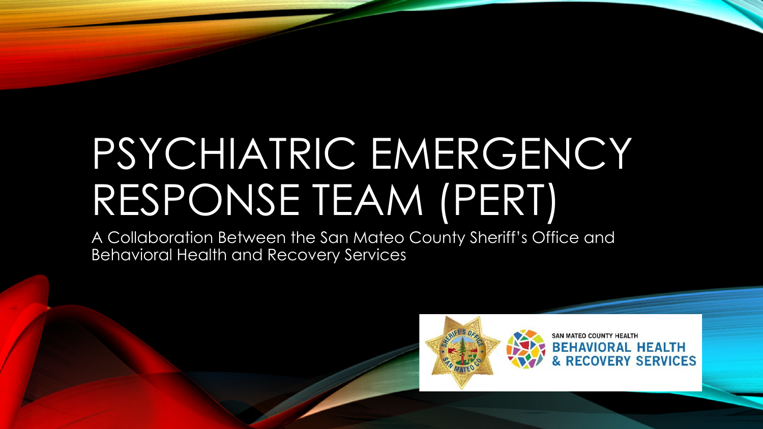# PSYCHIATRIC EMERGENCY RESPONSE TEAM (PERT)

A Collaboration Between the San Mateo County Sheriff's Office and Behavioral Health and Recovery Services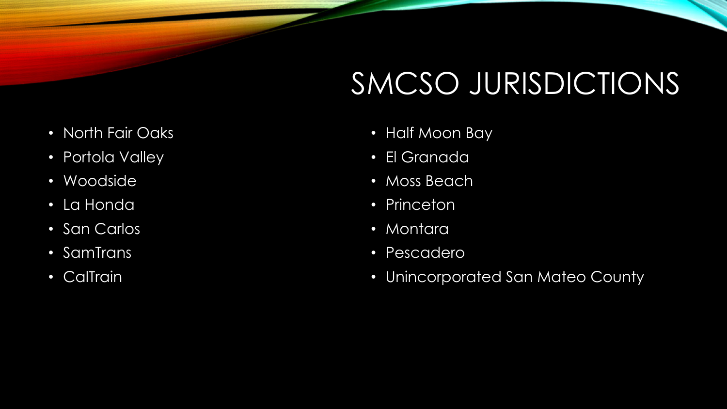# SMCSO JURISDICTIONS

- North Fair Oaks
- Portola Valley
- Woodside
- La Honda
- San Carlos
- SamTrans
- CalTrain
- Half Moon Bay
- El Granada
- Moss Beach
- Princeton
- Montara
- Pescadero
- Unincorporated San Mateo County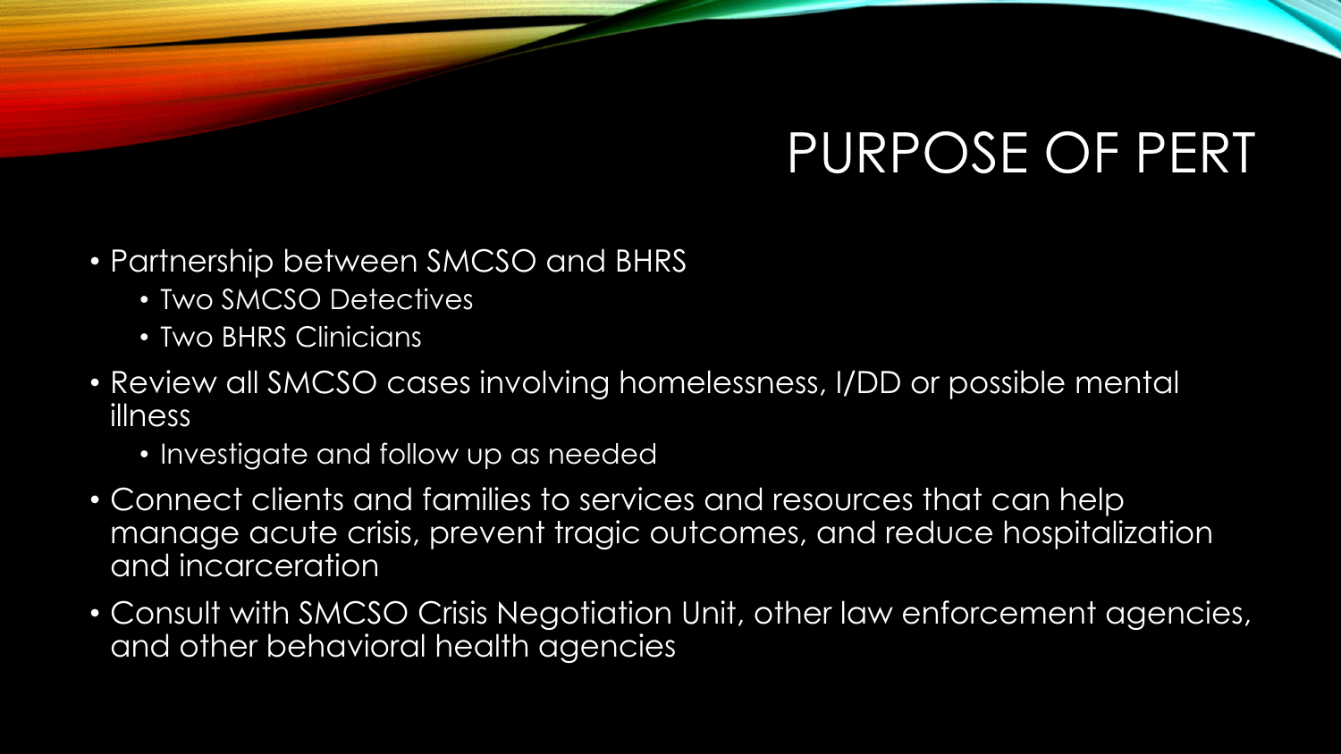# PURPOSE OF PERT

- Partnership between SMCSO and BHRS
  - Two SMCSO Detectives
  - Two BHRS Clinicians
- Review all SMCSO cases involving homelessness, I/DD or possible mental illness
  - Investigate and follow up as needed
- Connect clients and families to services and resources that can help manage acute crisis, prevent tragic outcomes, and reduce hospitalization and incarceration
- Consult with SMCSO Crisis Negotiation Unit, other law enforcement agencies, and other behavioral health agencies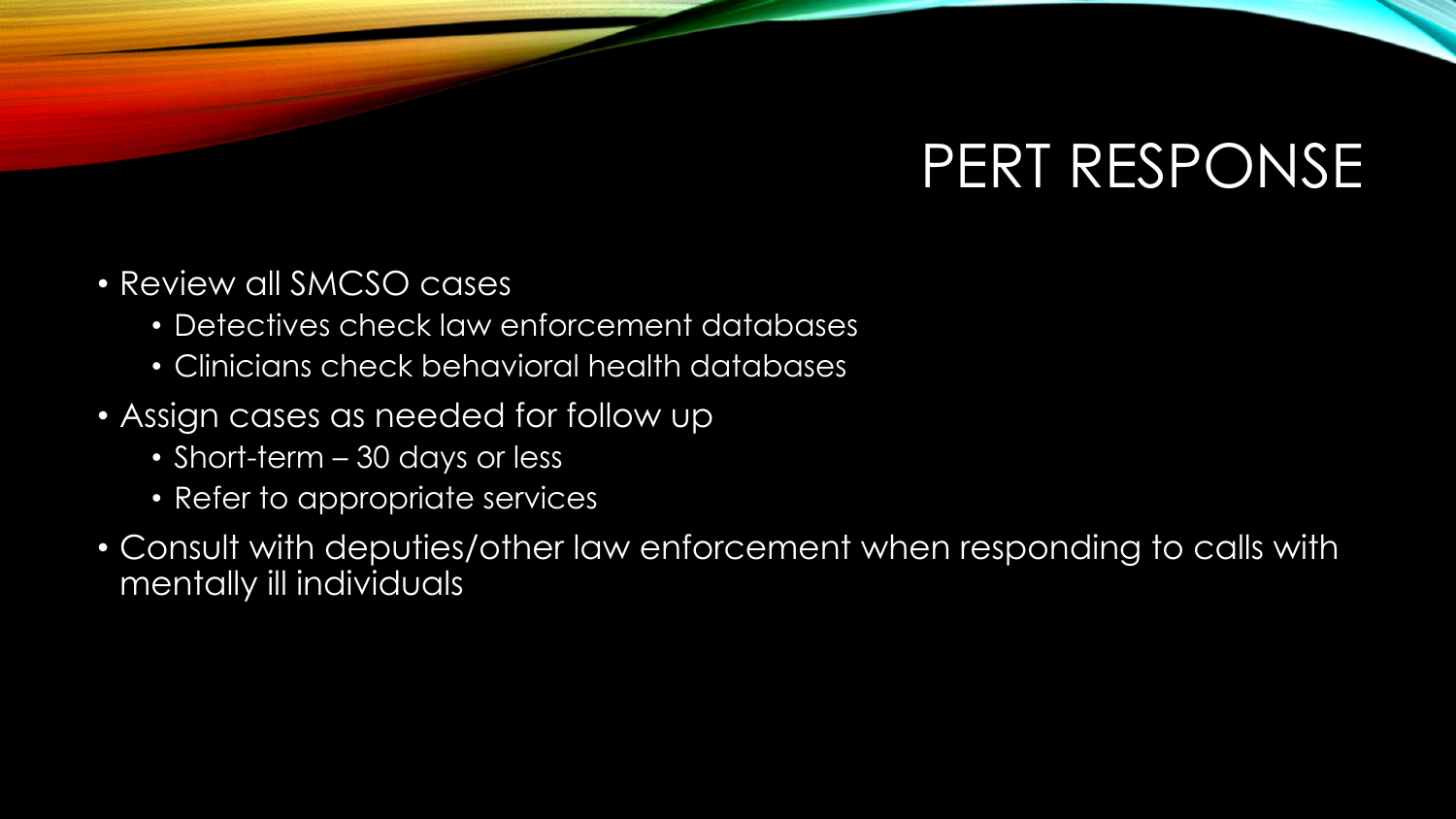# PERT RESPONSE

- Review all SMCSO cases
  - Detectives check law enforcement databases
  - Clinicians check behavioral health databases
- Assign cases as needed for follow up
  - Short-term – 30 days or less
  - Refer to appropriate services
- Consult with deputies/other law enforcement when responding to calls with mentally ill individuals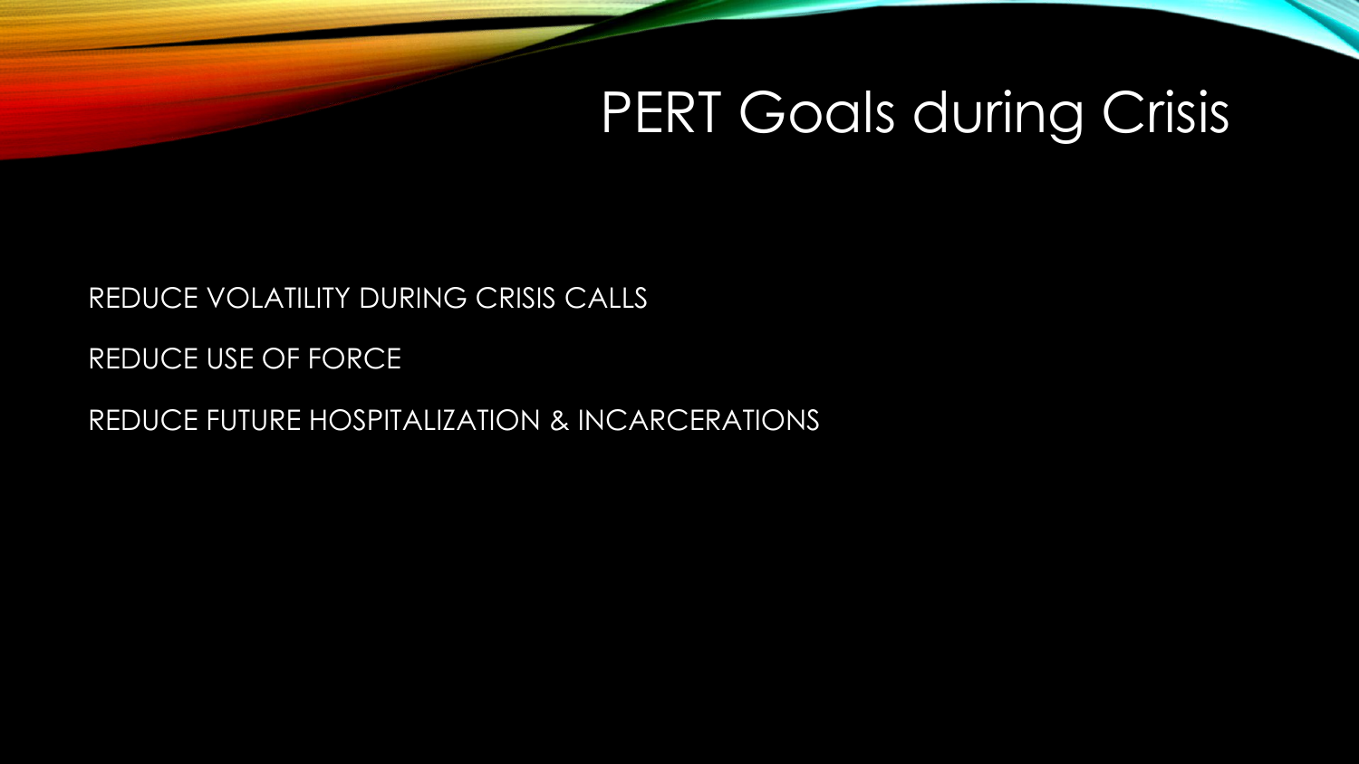# PERT Goals during Crisis

REDUCE VOLATILITY DURING CRISIS CALLS

REDUCE USE OF FORCE

REDUCE FUTURE HOSPITALIZATION & INCARCERATIONS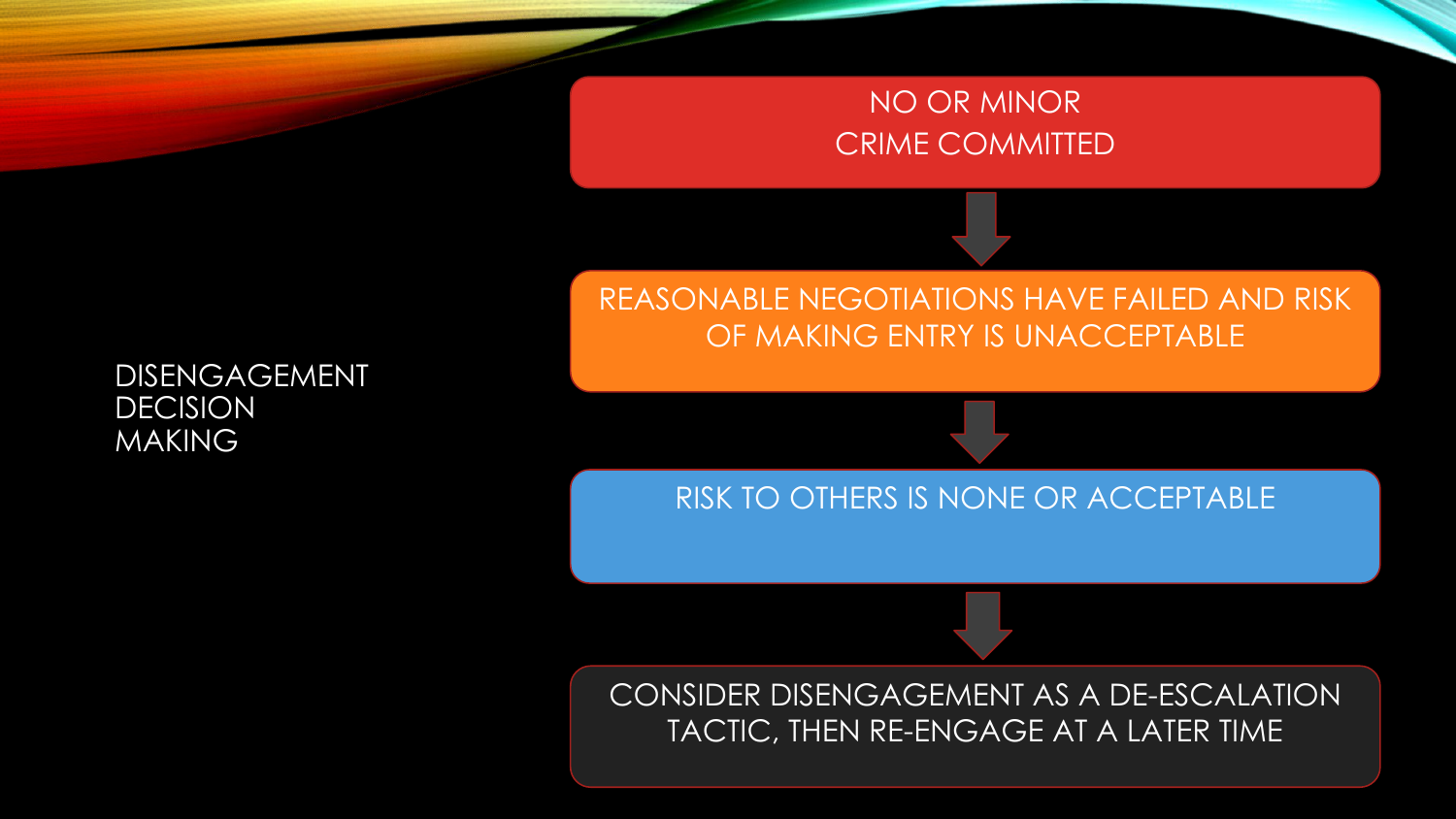# DISENGAGEMENT DECISION MAKING

NO OR MINOR CRIME COMMITTED

REASONABLE NEGOTIATIONS HAVE FAILED AND RISK OF MAKING ENTRY IS UNACCEPTABLE

RISK TO OTHERS IS NONE OR ACCEPTABLE

CONSIDER DISENGAGEMENT AS A DE-ESCALATION TACTIC, THEN RE-ENGAGE AT A LATER TIME